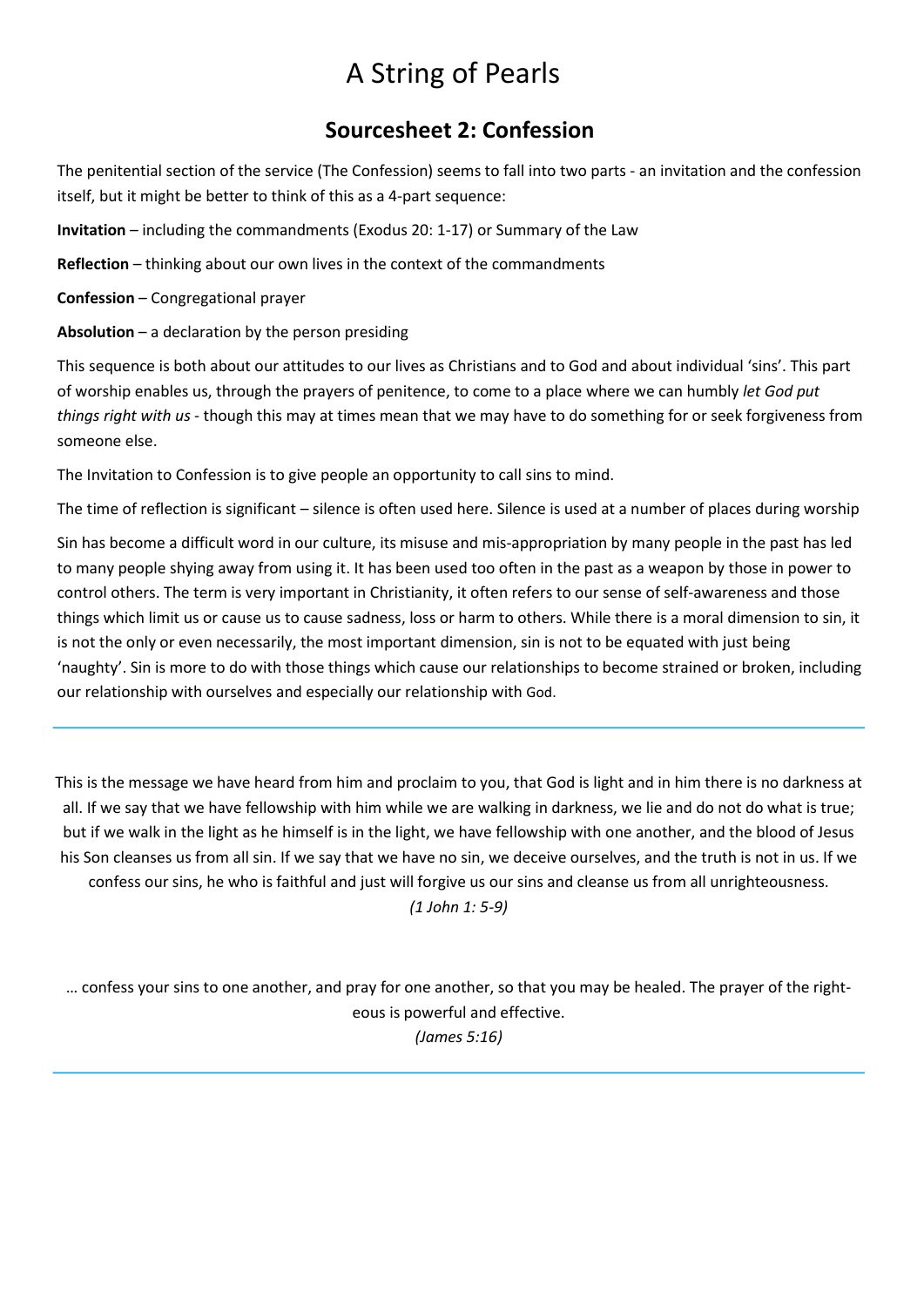# A String of Pearls

## Sourcesheet 2: Confession

The penitential section of the service (The Confession) seems to fall into two parts - an invitation and the confession itself, but it might be better to think of this as a 4-part sequence:

**Invitation** – including the commandments (Exodus 20: 1-17) or Summary of the Law

**Reflection** – thinking about our own lives in the context of the commandments

**Confession** – Congregational prayer

**Absolution** – a declaration by the person presiding

This sequence is both about our attitudes to our lives as Christians and to God and about individual 'sins'. This part of worship enables us, through the prayers of penitence, to come to a place where we can humbly *let God put things right with us* - though this may at times mean that we may have to do something for or seek forgiveness from someone else.

The Invitation to Confession is to give people an opportunity to call sins to mind.

The time of reflection is significant – silence is often used here. Silence is used at a number of places during worship

Sin has become a difficult word in our culture, its misuse and mis-appropriation by many people in the past has led to many people shying away from using it. It has been used too often in the past as a weapon by those in power to control others. The term is very important in Christianity, it often refers to our sense of self-awareness and those things which limit us or cause us to cause sadness, loss or harm to others. While there is a moral dimension to sin, it is not the only or even necessarily, the most important dimension, sin is not to be equated with just being 'naughty'. Sin is more to do with those things which cause our relationships to become strained or broken, including our relationship with ourselves and especially our relationship with God.

---

This is the message we have heard from him and proclaim to you, that God is light and in him there is no darkness at all. If we say that we have fellowship with him while we are walking in darkness, we lie and do not do what is true; but if we walk in the light as he himself is in the light, we have fellowship with one another, and the blood of Jesus his Son cleanses us from all sin. If we say that we have no sin, we deceive ourselves, and the truth is not in us. If we confess our sins, he who is faithful and just will forgive us our sins and cleanse us from all unrighteousness.

*(1 John 1: 5-9)*

… confess your sins to one another, and pray for one another, so that you may be healed. The prayer of the righteous is powerful and effective.

*(James 5:16)*

---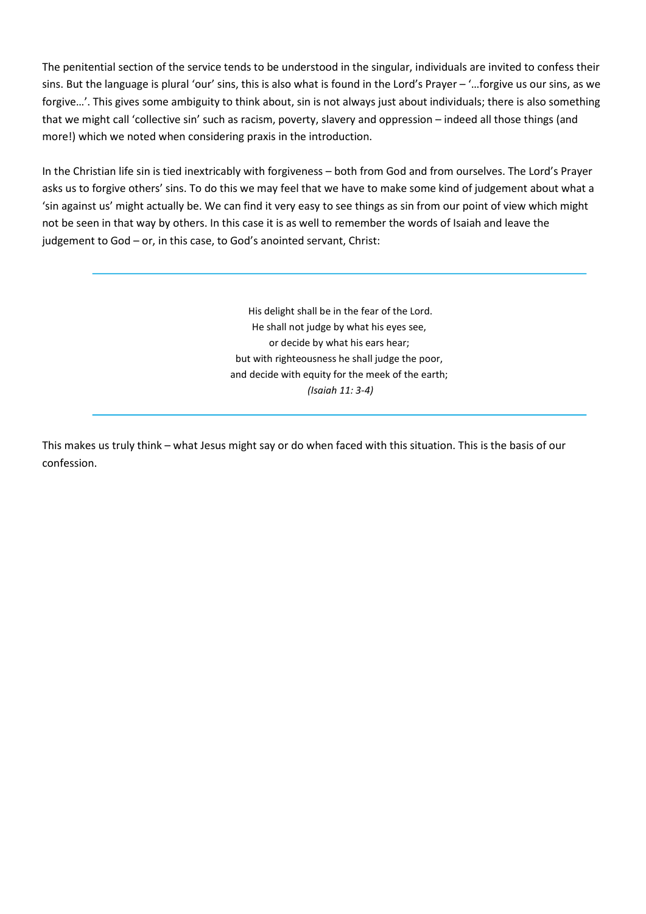The penitential section of the service tends to be understood in the singular, individuals are invited to confess their sins. But the language is plural 'our' sins, this is also what is found in the Lord's Prayer – '…forgive us our sins, as we forgive…'. This gives some ambiguity to think about, sin is not always just about individuals; there is also something that we might call 'collective sin' such as racism, poverty, slavery and oppression – indeed all those things (and more!) which we noted when considering praxis in the introduction.

In the Christian life sin is tied inextricably with forgiveness – both from God and from ourselves. The Lord's Prayer asks us to forgive others' sins. To do this we may feel that we have to make some kind of judgement about what a 'sin against us' might actually be. We can find it very easy to see things as sin from our point of view which might not be seen in that way by others. In this case it is as well to remember the words of Isaiah and leave the judgement to God – or, in this case, to God's anointed servant, Christ:

---

> His delight shall be in the fear of the Lord.
> He shall not judge by what his eyes see,
> or decide by what his ears hear;
> but with righteousness he shall judge the poor,
> and decide with equity for the meek of the earth;
> *(Isaiah 11: 3-4)*

---

This makes us truly think – what Jesus might say or do when faced with this situation. This is the basis of our confession.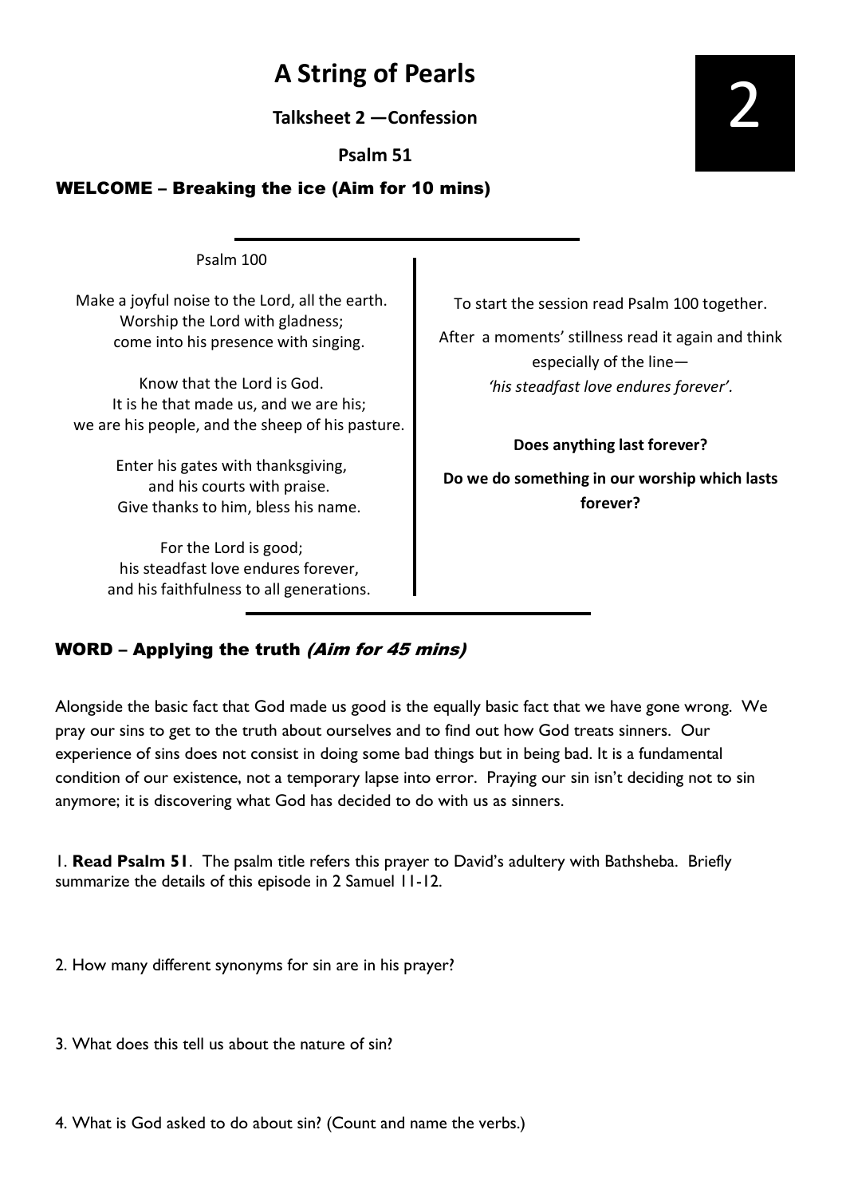# A String of Pearls

**Talksheet 2 —Confession**

**Psalm 51**

2

## WELCOME – Breaking the ice (Aim for 10 mins)

Psalm 100

Make a joyful noise to the Lord, all the earth.
Worship the Lord with gladness;
come into his presence with singing.

Know that the Lord is God.
It is he that made us, and we are his;
we are his people, and the sheep of his pasture.

Enter his gates with thanksgiving,
and his courts with praise.
Give thanks to him, bless his name.

For the Lord is good;
his steadfast love endures forever,
and his faithfulness to all generations.

To start the session read Psalm 100 together.

After a moments' stillness read it again and think especially of the line—
*'his steadfast love endures forever'.*

**Does anything last forever?**

**Do we do something in our worship which lasts forever?**

## WORD – Applying the truth *(Aim for 45 mins)*

Alongside the basic fact that God made us good is the equally basic fact that we have gone wrong. We pray our sins to get to the truth about ourselves and to find out how God treats sinners. Our experience of sins does not consist in doing some bad things but in being bad. It is a fundamental condition of our existence, not a temporary lapse into error. Praying our sin isn't deciding not to sin anymore; it is discovering what God has decided to do with us as sinners.

1. **Read Psalm 51**. The psalm title refers this prayer to David's adultery with Bathsheba. Briefly summarize the details of this episode in 2 Samuel 11-12.

2. How many different synonyms for sin are in his prayer?

3. What does this tell us about the nature of sin?

4. What is God asked to do about sin? (Count and name the verbs.)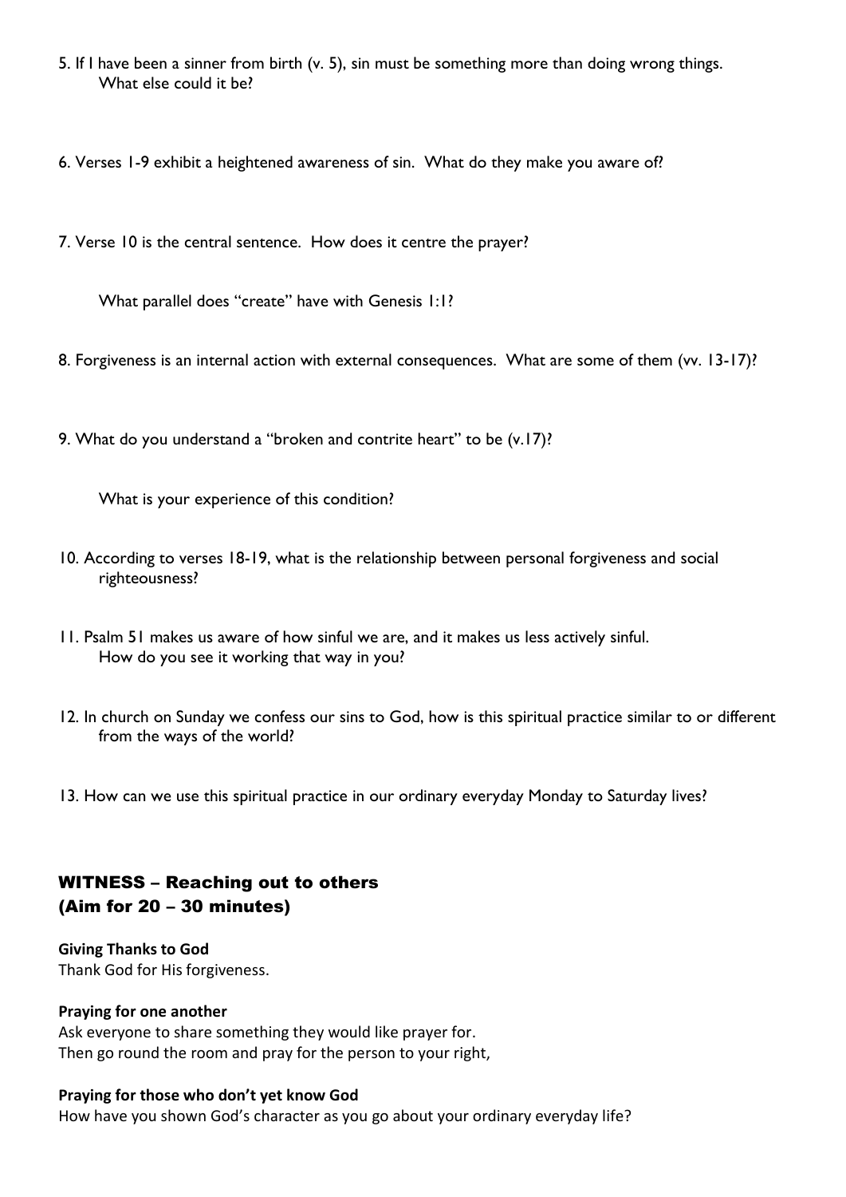5. If I have been a sinner from birth (v. 5), sin must be something more than doing wrong things. What else could it be?

6. Verses 1-9 exhibit a heightened awareness of sin. What do they make you aware of?

7. Verse 10 is the central sentence. How does it centre the prayer?

What parallel does "create" have with Genesis 1:1?

8. Forgiveness is an internal action with external consequences. What are some of them (vv. 13-17)?

9. What do you understand a "broken and contrite heart" to be (v.17)?

What is your experience of this condition?

10. According to verses 18-19, what is the relationship between personal forgiveness and social righteousness?

11. Psalm 51 makes us aware of how sinful we are, and it makes us less actively sinful. How do you see it working that way in you?

12. In church on Sunday we confess our sins to God, how is this spiritual practice similar to or different from the ways of the world?

13. How can we use this spiritual practice in our ordinary everyday Monday to Saturday lives?

## WITNESS – Reaching out to others
## (Aim for 20 – 30 minutes)

**Giving Thanks to God**
Thank God for His forgiveness.

**Praying for one another**
Ask everyone to share something they would like prayer for.
Then go round the room and pray for the person to your right,

**Praying for those who don't yet know God**
How have you shown God's character as you go about your ordinary everyday life?